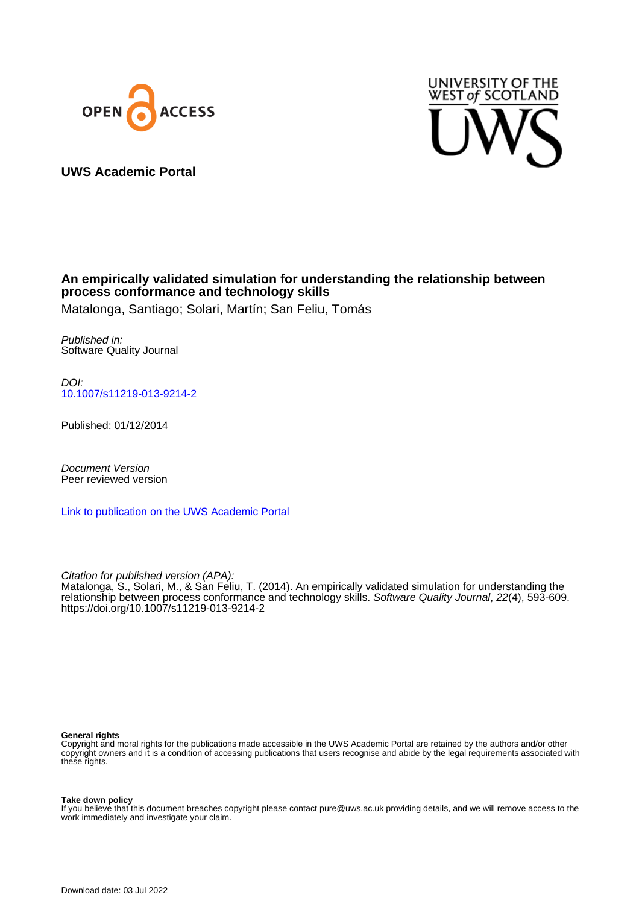UWS Academic Portal

**An empirically validated simulation for understanding the relationship between process conformance and technology skills**

Matalonga, Santiago; Solari, Martín; San Feliu, Tomás

*Published in:*
Software Quality Journal

*DOI:*
10.1007/s11219-013-9214-2

Published: 01/12/2014

*Document Version*
Peer reviewed version

Link to publication on the UWS Academic Portal

*Citation for published version (APA):*
Matalonga, S., Solari, M., & San Feliu, T. (2014). An empirically validated simulation for understanding the relationship between process conformance and technology skills. *Software Quality Journal*, *22*(4), 593-609. https://doi.org/10.1007/s11219-013-9214-2

**General rights**
Copyright and moral rights for the publications made accessible in the UWS Academic Portal are retained by the authors and/or other copyright owners and it is a condition of accessing publications that users recognise and abide by the legal requirements associated with these rights.

**Take down policy**
If you believe that this document breaches copyright please contact pure@uws.ac.uk providing details, and we will remove access to the work immediately and investigate your claim.

Download date: 03 Jul 2022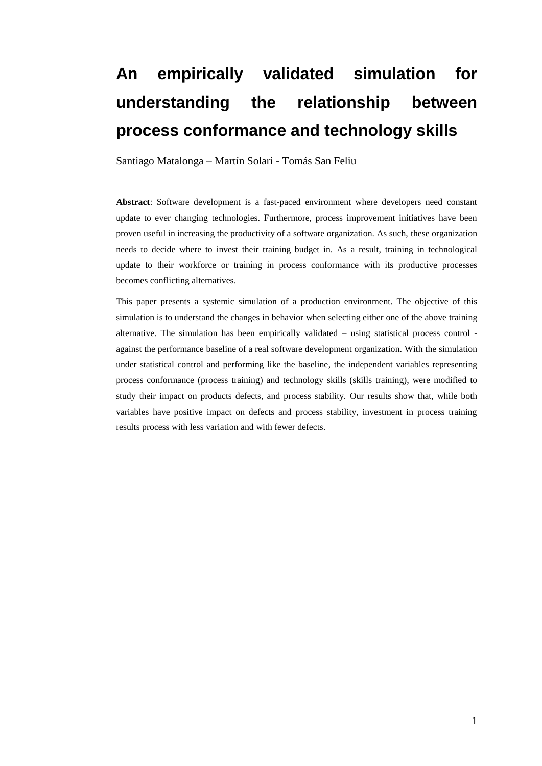# An empirically validated simulation for understanding the relationship between process conformance and technology skills

Santiago Matalonga – Martín Solari - Tomás San Feliu

**Abstract**: Software development is a fast-paced environment where developers need constant update to ever changing technologies. Furthermore, process improvement initiatives have been proven useful in increasing the productivity of a software organization. As such, these organization needs to decide where to invest their training budget in. As a result, training in technological update to their workforce or training in process conformance with its productive processes becomes conflicting alternatives.

This paper presents a systemic simulation of a production environment. The objective of this simulation is to understand the changes in behavior when selecting either one of the above training alternative. The simulation has been empirically validated – using statistical process control - against the performance baseline of a real software development organization. With the simulation under statistical control and performing like the baseline, the independent variables representing process conformance (process training) and technology skills (skills training), were modified to study their impact on products defects, and process stability. Our results show that, while both variables have positive impact on defects and process stability, investment in process training results process with less variation and with fewer defects.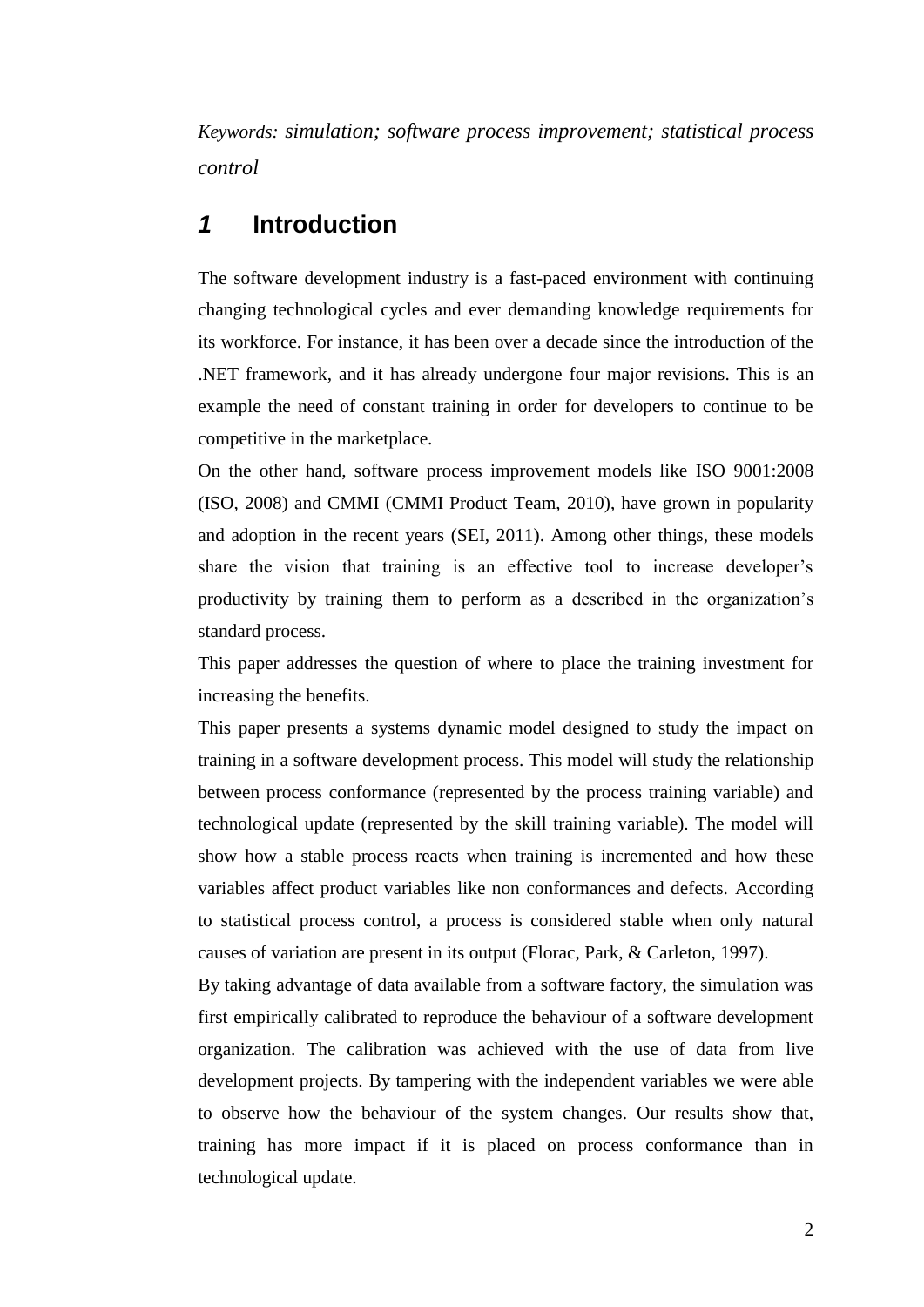*Keywords: simulation; software process improvement; statistical process control*

# *1* Introduction

The software development industry is a fast-paced environment with continuing changing technological cycles and ever demanding knowledge requirements for its workforce. For instance, it has been over a decade since the introduction of the .NET framework, and it has already undergone four major revisions. This is an example the need of constant training in order for developers to continue to be competitive in the marketplace.

On the other hand, software process improvement models like ISO 9001:2008 (ISO, 2008) and CMMI (CMMI Product Team, 2010), have grown in popularity and adoption in the recent years (SEI, 2011). Among other things, these models share the vision that training is an effective tool to increase developer's productivity by training them to perform as a described in the organization's standard process.

This paper addresses the question of where to place the training investment for increasing the benefits.

This paper presents a systems dynamic model designed to study the impact on training in a software development process. This model will study the relationship between process conformance (represented by the process training variable) and technological update (represented by the skill training variable). The model will show how a stable process reacts when training is incremented and how these variables affect product variables like non conformances and defects. According to statistical process control, a process is considered stable when only natural causes of variation are present in its output (Florac, Park, & Carleton, 1997).

By taking advantage of data available from a software factory, the simulation was first empirically calibrated to reproduce the behaviour of a software development organization. The calibration was achieved with the use of data from live development projects. By tampering with the independent variables we were able to observe how the behaviour of the system changes. Our results show that, training has more impact if it is placed on process conformance than in technological update.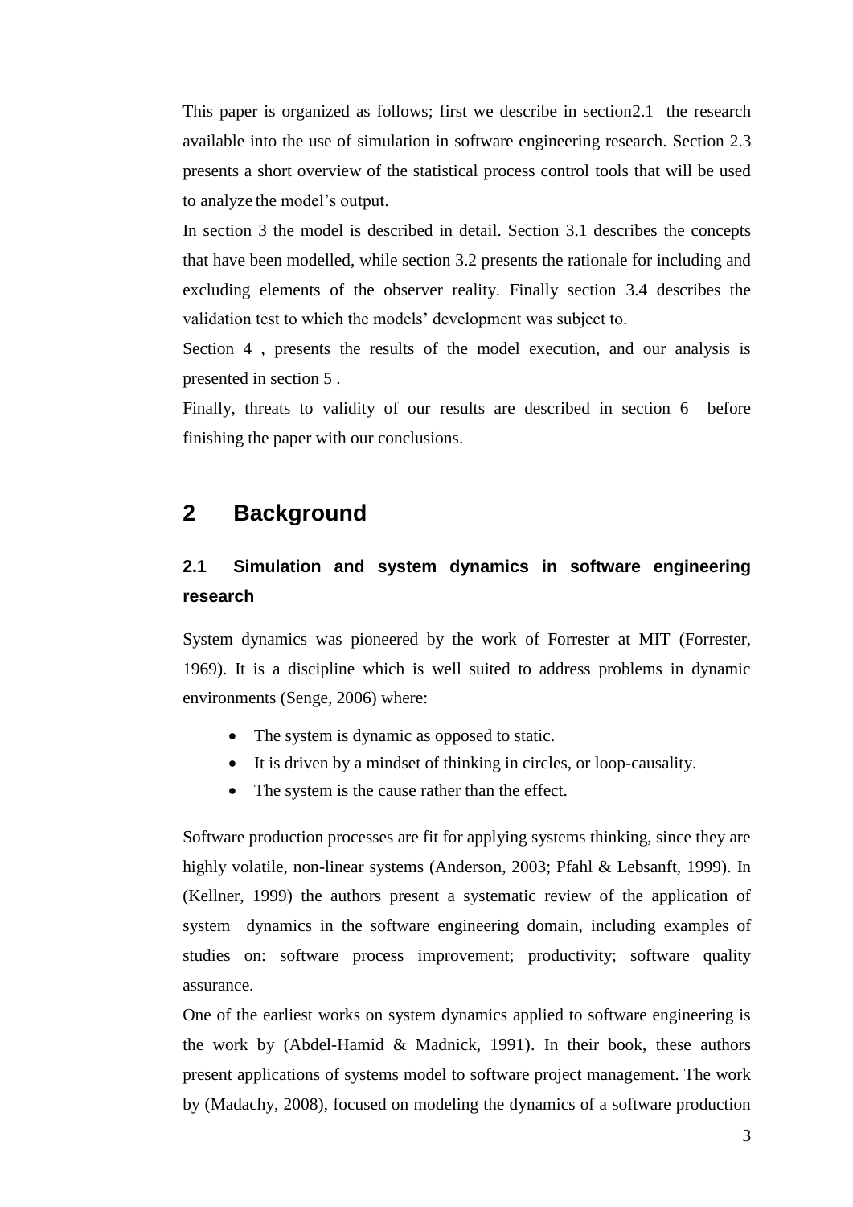This paper is organized as follows; first we describe in section2.1 the research available into the use of simulation in software engineering research. Section 2.3 presents a short overview of the statistical process control tools that will be used to analyze the model's output.

In section 3 the model is described in detail. Section 3.1 describes the concepts that have been modelled, while section 3.2 presents the rationale for including and excluding elements of the observer reality. Finally section 3.4 describes the validation test to which the models' development was subject to.

Section 4 , presents the results of the model execution, and our analysis is presented in section 5 .

Finally, threats to validity of our results are described in section 6 before finishing the paper with our conclusions.

# 2 Background

## 2.1 Simulation and system dynamics in software engineering research

System dynamics was pioneered by the work of Forrester at MIT (Forrester, 1969). It is a discipline which is well suited to address problems in dynamic environments (Senge, 2006) where:

- The system is dynamic as opposed to static.
- It is driven by a mindset of thinking in circles, or loop-causality.
- The system is the cause rather than the effect.

Software production processes are fit for applying systems thinking, since they are highly volatile, non-linear systems (Anderson, 2003; Pfahl & Lebsanft, 1999). In (Kellner, 1999) the authors present a systematic review of the application of system dynamics in the software engineering domain, including examples of studies on: software process improvement; productivity; software quality assurance.

One of the earliest works on system dynamics applied to software engineering is the work by (Abdel-Hamid & Madnick, 1991). In their book, these authors present applications of systems model to software project management. The work by (Madachy, 2008), focused on modeling the dynamics of a software production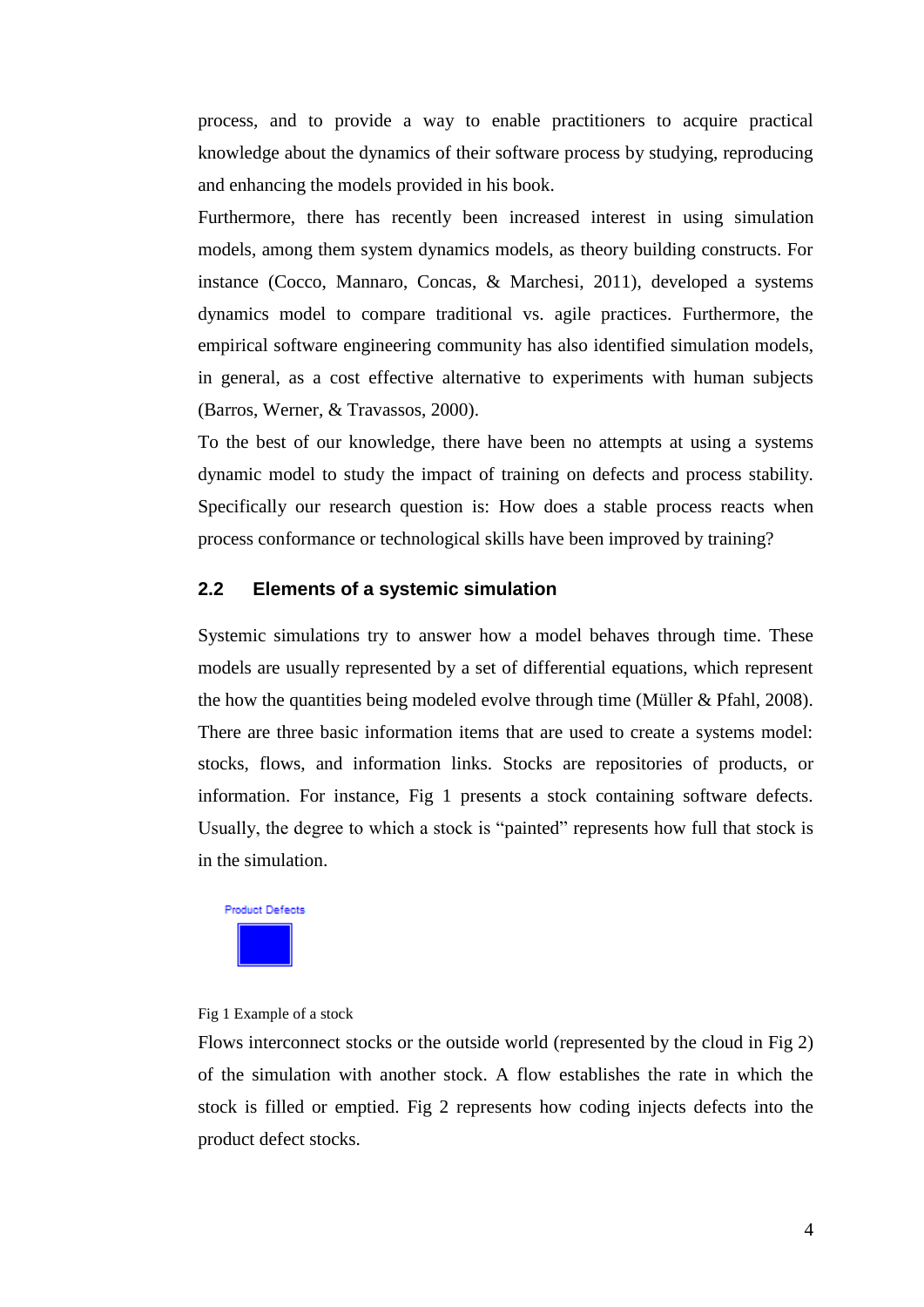process, and to provide a way to enable practitioners to acquire practical knowledge about the dynamics of their software process by studying, reproducing and enhancing the models provided in his book.

Furthermore, there has recently been increased interest in using simulation models, among them system dynamics models, as theory building constructs. For instance (Cocco, Mannaro, Concas, & Marchesi, 2011), developed a systems dynamics model to compare traditional vs. agile practices. Furthermore, the empirical software engineering community has also identified simulation models, in general, as a cost effective alternative to experiments with human subjects (Barros, Werner, & Travassos, 2000).

To the best of our knowledge, there have been no attempts at using a systems dynamic model to study the impact of training on defects and process stability. Specifically our research question is: How does a stable process reacts when process conformance or technological skills have been improved by training?

## 2.2 Elements of a systemic simulation

Systemic simulations try to answer how a model behaves through time. These models are usually represented by a set of differential equations, which represent the how the quantities being modeled evolve through time (Müller & Pfahl, 2008). There are three basic information items that are used to create a systems model: stocks, flows, and information links. Stocks are repositories of products, or information. For instance, Fig 1 presents a stock containing software defects. Usually, the degree to which a stock is "painted" represents how full that stock is in the simulation.

Product Defects

Fig 1 Example of a stock

Flows interconnect stocks or the outside world (represented by the cloud in Fig 2) of the simulation with another stock. A flow establishes the rate in which the stock is filled or emptied. Fig 2 represents how coding injects defects into the product defect stocks.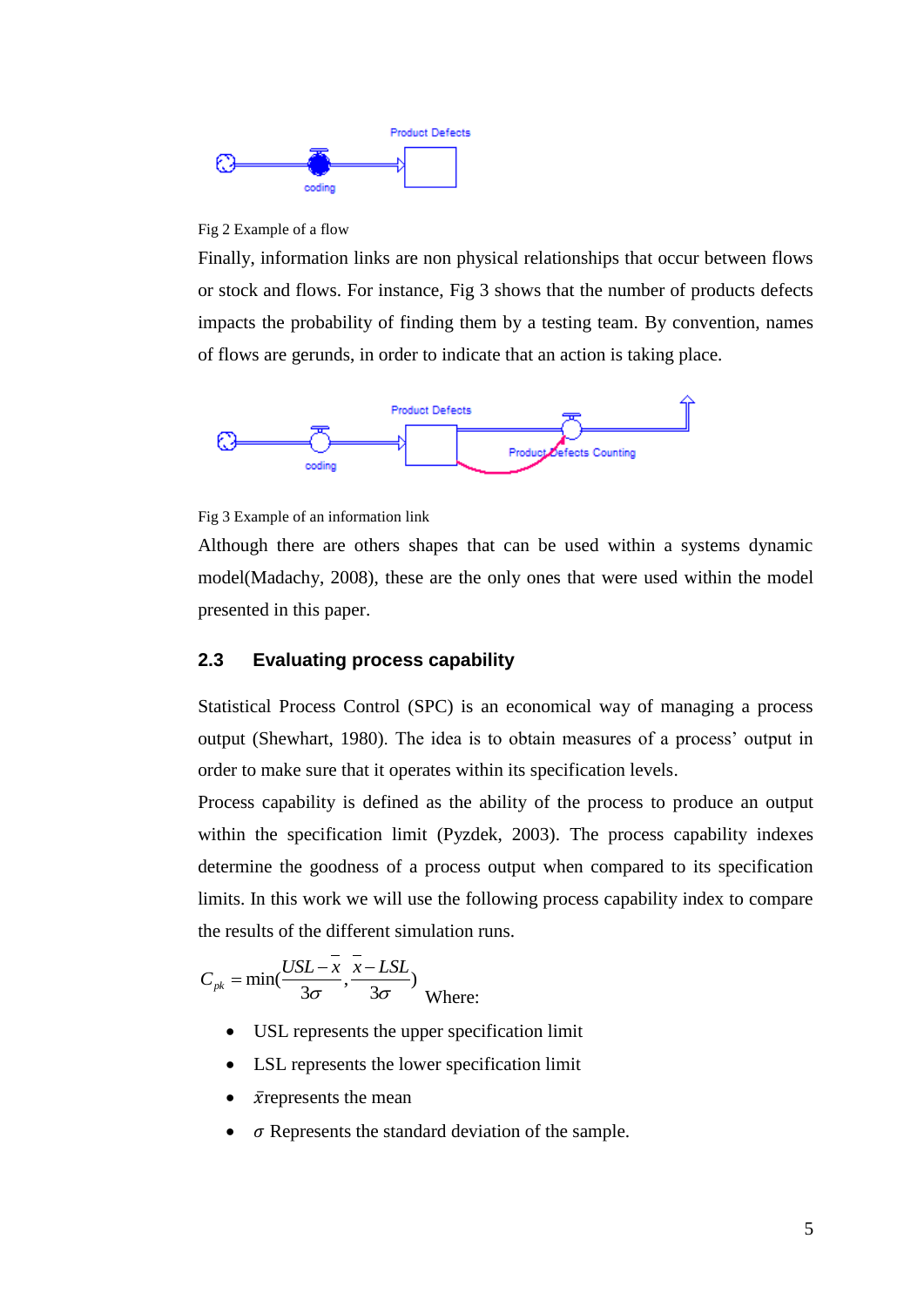Fig 2 Example of a flow

Finally, information links are non physical relationships that occur between flows or stock and flows. For instance, Fig 3 shows that the number of products defects impacts the probability of finding them by a testing team. By convention, names of flows are gerunds, in order to indicate that an action is taking place.

Fig 3 Example of an information link

Although there are others shapes that can be used within a systems dynamic model(Madachy, 2008), these are the only ones that were used within the model presented in this paper.

## 2.3 Evaluating process capability

Statistical Process Control (SPC) is an economical way of managing a process output (Shewhart, 1980). The idea is to obtain measures of a process' output in order to make sure that it operates within its specification levels.

Process capability is defined as the ability of the process to produce an output within the specification limit (Pyzdek, 2003). The process capability indexes determine the goodness of a process output when compared to its specification limits. In this work we will use the following process capability index to compare the results of the different simulation runs.

$$C_{pk} = \min\left(\frac{USL - \bar{x}}{3\sigma}, \frac{\bar{x} - LSL}{3\sigma}\right)$$

Where:

- USL represents the upper specification limit
- LSL represents the lower specification limit
- $\bar{x}$represents the mean
- $\sigma$ Represents the standard deviation of the sample.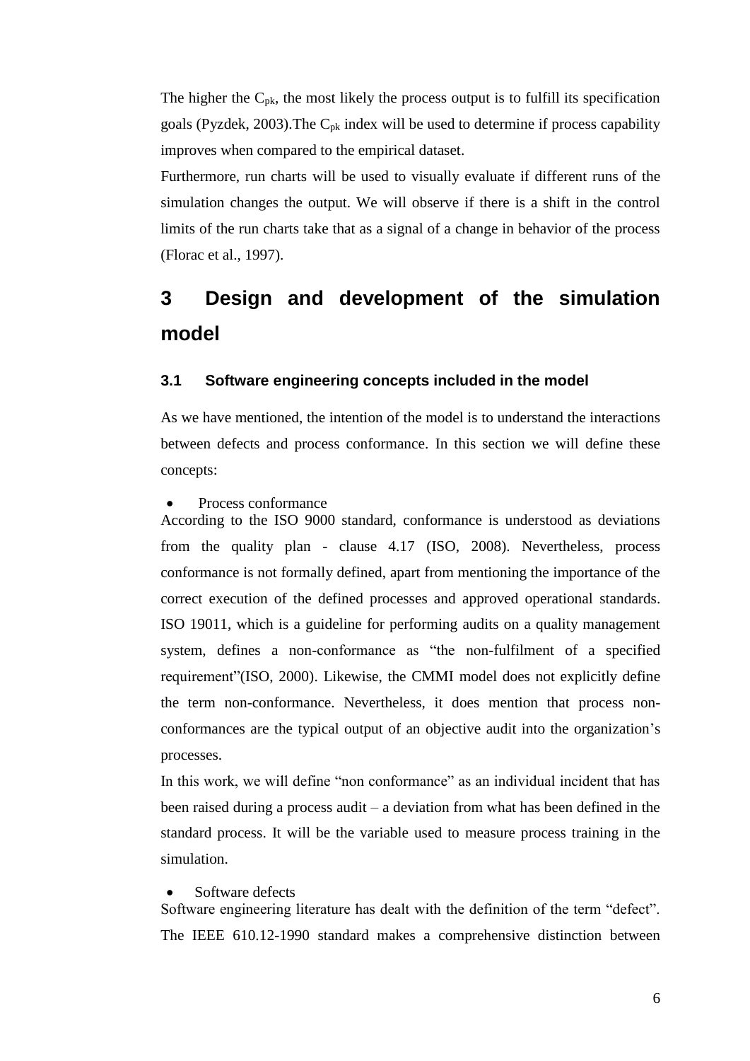The higher the $C_{pk}$, the most likely the process output is to fulfill its specification goals (Pyzdek, 2003).The $C_{pk}$ index will be used to determine if process capability improves when compared to the empirical dataset.

Furthermore, run charts will be used to visually evaluate if different runs of the simulation changes the output. We will observe if there is a shift in the control limits of the run charts take that as a signal of a change in behavior of the process (Florac et al., 1997).

# 3 Design and development of the simulation model

## 3.1 Software engineering concepts included in the model

As we have mentioned, the intention of the model is to understand the interactions between defects and process conformance. In this section we will define these concepts:

- Process conformance

According to the ISO 9000 standard, conformance is understood as deviations from the quality plan - clause 4.17 (ISO, 2008). Nevertheless, process conformance is not formally defined, apart from mentioning the importance of the correct execution of the defined processes and approved operational standards. ISO 19011, which is a guideline for performing audits on a quality management system, defines a non-conformance as "the non-fulfilment of a specified requirement"(ISO, 2000). Likewise, the CMMI model does not explicitly define the term non-conformance. Nevertheless, it does mention that process non-conformances are the typical output of an objective audit into the organization's processes.

In this work, we will define "non conformance" as an individual incident that has been raised during a process audit – a deviation from what has been defined in the standard process. It will be the variable used to measure process training in the simulation.

- Software defects

Software engineering literature has dealt with the definition of the term "defect". The IEEE 610.12-1990 standard makes a comprehensive distinction between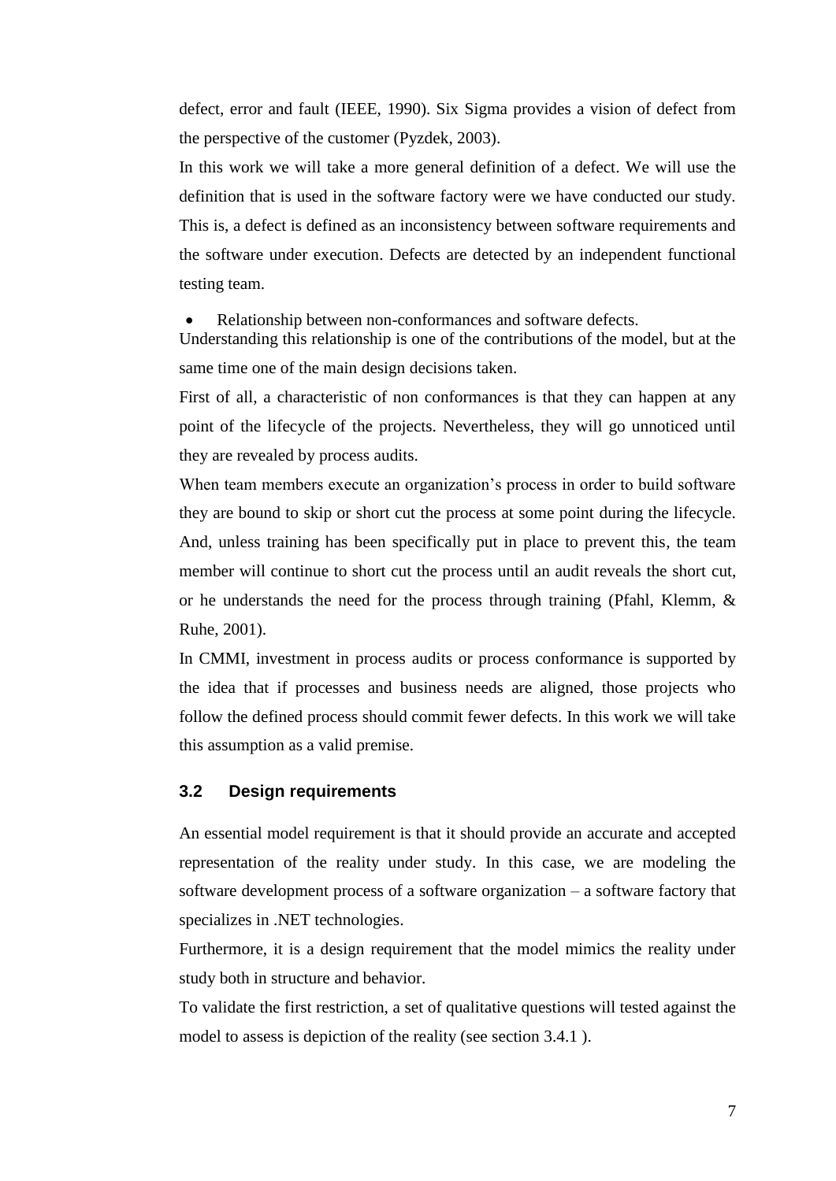defect, error and fault (IEEE, 1990). Six Sigma provides a vision of defect from the perspective of the customer (Pyzdek, 2003).

In this work we will take a more general definition of a defect. We will use the definition that is used in the software factory were we have conducted our study. This is, a defect is defined as an inconsistency between software requirements and the software under execution. Defects are detected by an independent functional testing team.

- Relationship between non-conformances and software defects.

Understanding this relationship is one of the contributions of the model, but at the same time one of the main design decisions taken.

First of all, a characteristic of non conformances is that they can happen at any point of the lifecycle of the projects. Nevertheless, they will go unnoticed until they are revealed by process audits.

When team members execute an organization's process in order to build software they are bound to skip or short cut the process at some point during the lifecycle. And, unless training has been specifically put in place to prevent this, the team member will continue to short cut the process until an audit reveals the short cut, or he understands the need for the process through training (Pfahl, Klemm, & Ruhe, 2001).

In CMMI, investment in process audits or process conformance is supported by the idea that if processes and business needs are aligned, those projects who follow the defined process should commit fewer defects. In this work we will take this assumption as a valid premise.

### 3.2 Design requirements

An essential model requirement is that it should provide an accurate and accepted representation of the reality under study. In this case, we are modeling the software development process of a software organization – a software factory that specializes in .NET technologies.

Furthermore, it is a design requirement that the model mimics the reality under study both in structure and behavior.

To validate the first restriction, a set of qualitative questions will tested against the model to assess is depiction of the reality (see section 3.4.1 ).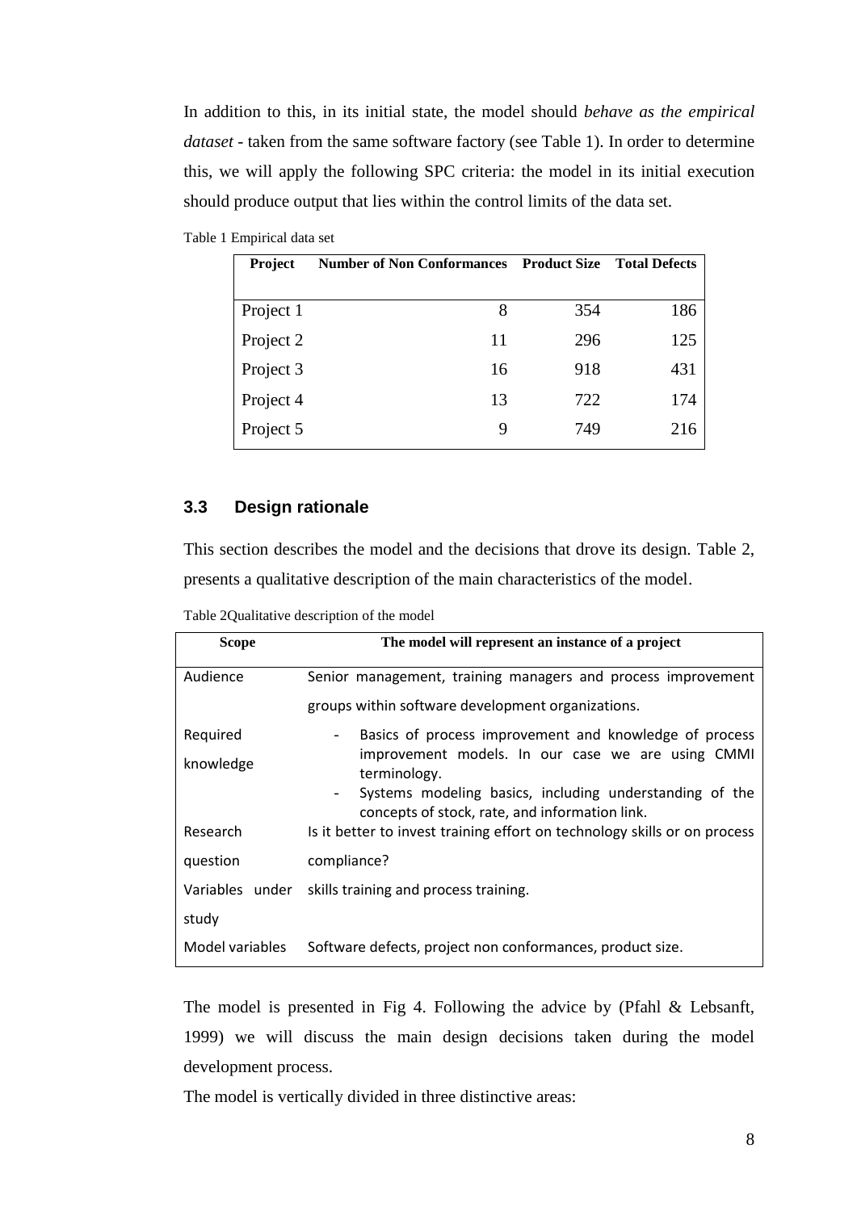In addition to this, in its initial state, the model should *behave as the empirical dataset* - taken from the same software factory (see Table 1). In order to determine this, we will apply the following SPC criteria: the model in its initial execution should produce output that lies within the control limits of the data set.

Table 1 Empirical data set

| Project | Number of Non Conformances | Product Size | Total Defects |
|---|---|---|---|
| Project 1 | 8 | 354 | 186 |
| Project 2 | 11 | 296 | 125 |
| Project 3 | 16 | 918 | 431 |
| Project 4 | 13 | 722 | 174 |
| Project 5 | 9 | 749 | 216 |

### 3.3 Design rationale

This section describes the model and the decisions that drove its design. Table 2, presents a qualitative description of the main characteristics of the model.

Table 2Qualitative description of the model

| Scope | The model will represent an instance of a project |
|---|---|
| Audience | Senior management, training managers and process improvement groups within software development organizations. |
| Required knowledge | - Basics of process improvement and knowledge of process improvement models. In our case we are using CMMI terminology.<br>- Systems modeling basics, including understanding of the concepts of stock, rate, and information link. |
| Research question | Is it better to invest training effort on technology skills or on process compliance? |
| Variables under study | skills training and process training. |
| Model variables | Software defects, project non conformances, product size. |

The model is presented in Fig 4. Following the advice by (Pfahl & Lebsanft, 1999) we will discuss the main design decisions taken during the model development process.

The model is vertically divided in three distinctive areas: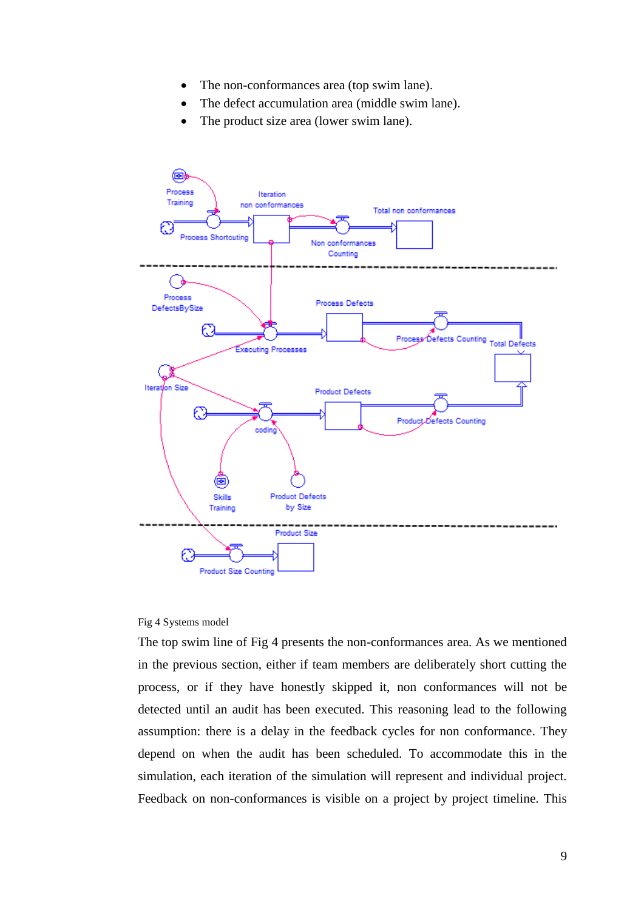- The non-conformances area (top swim lane).
- The defect accumulation area (middle swim lane).
- The product size area (lower swim lane).

Fig 4 Systems model

The top swim line of Fig 4 presents the non-conformances area. As we mentioned in the previous section, either if team members are deliberately short cutting the process, or if they have honestly skipped it, non conformances will not be detected until an audit has been executed. This reasoning lead to the following assumption: there is a delay in the feedback cycles for non conformance. They depend on when the audit has been scheduled. To accommodate this in the simulation, each iteration of the simulation will represent and individual project. Feedback on non-conformances is visible on a project by project timeline. This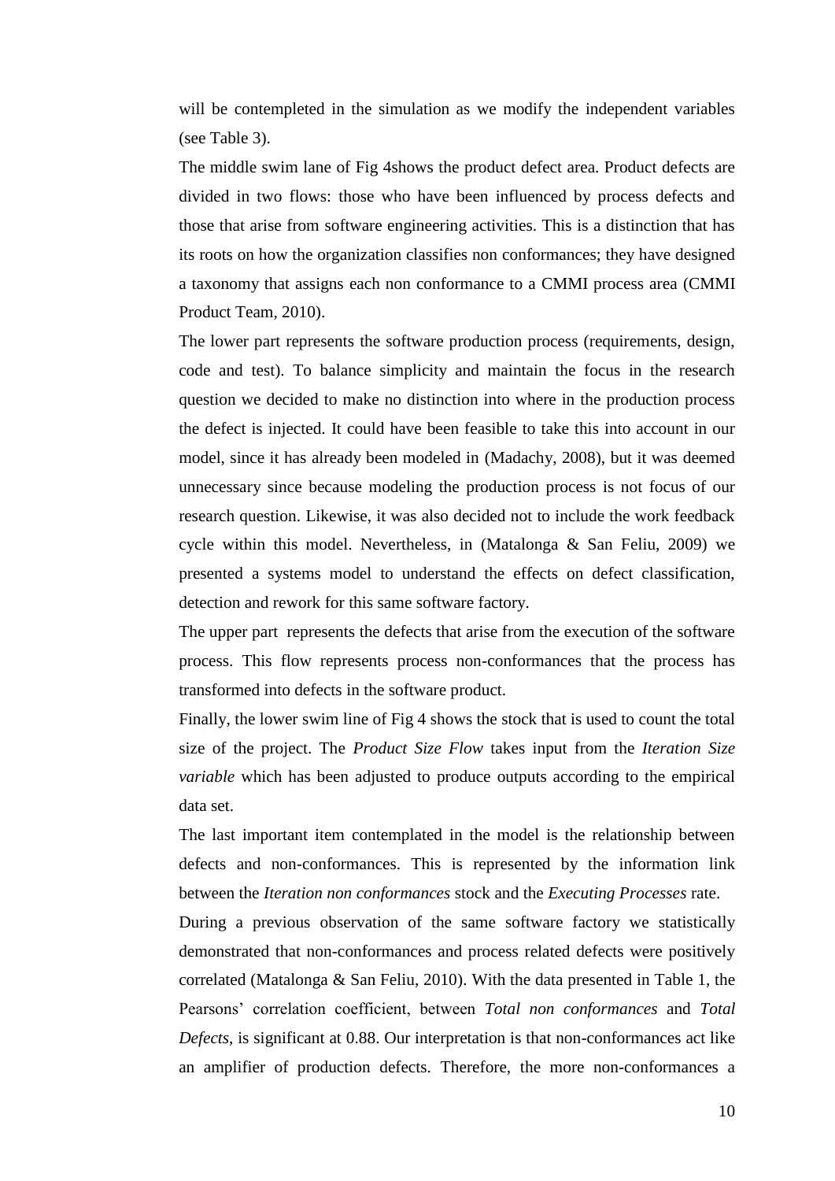will be contempleted in the simulation as we modify the independent variables (see Table 3).

The middle swim lane of Fig 4shows the product defect area. Product defects are divided in two flows: those who have been influenced by process defects and those that arise from software engineering activities. This is a distinction that has its roots on how the organization classifies non conformances; they have designed a taxonomy that assigns each non conformance to a CMMI process area (CMMI Product Team, 2010).

The lower part represents the software production process (requirements, design, code and test). To balance simplicity and maintain the focus in the research question we decided to make no distinction into where in the production process the defect is injected. It could have been feasible to take this into account in our model, since it has already been modeled in (Madachy, 2008), but it was deemed unnecessary since because modeling the production process is not focus of our research question. Likewise, it was also decided not to include the work feedback cycle within this model. Nevertheless, in (Matalonga & San Feliu, 2009) we presented a systems model to understand the effects on defect classification, detection and rework for this same software factory.

The upper part represents the defects that arise from the execution of the software process. This flow represents process non-conformances that the process has transformed into defects in the software product.

Finally, the lower swim line of Fig 4 shows the stock that is used to count the total size of the project. The *Product Size Flow* takes input from the *Iteration Size variable* which has been adjusted to produce outputs according to the empirical data set.

The last important item contemplated in the model is the relationship between defects and non-conformances. This is represented by the information link between the *Iteration non conformances* stock and the *Executing Processes* rate.

During a previous observation of the same software factory we statistically demonstrated that non-conformances and process related defects were positively correlated (Matalonga & San Feliu, 2010). With the data presented in Table 1, the Pearsons' correlation coefficient, between *Total non conformances* and *Total Defects*, is significant at 0.88. Our interpretation is that non-conformances act like an amplifier of production defects. Therefore, the more non-conformances a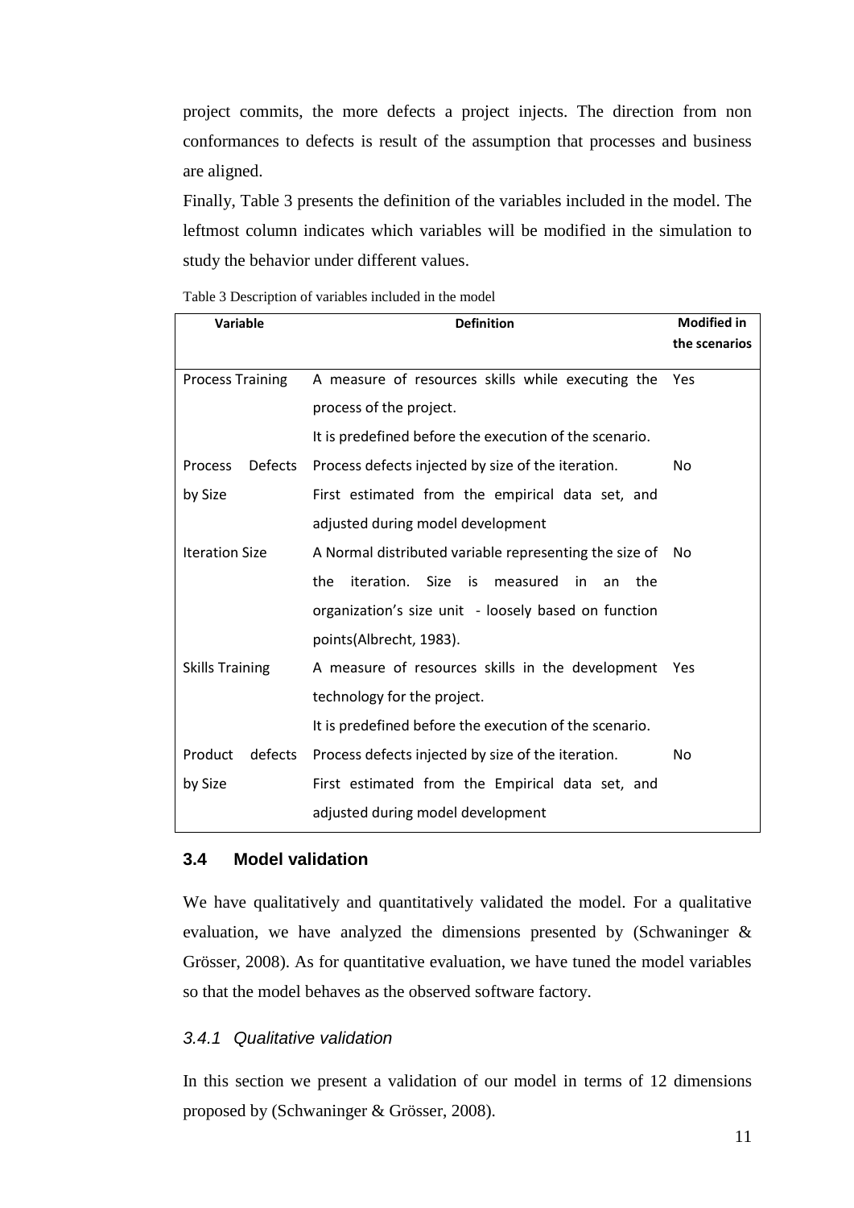project commits, the more defects a project injects. The direction from non conformances to defects is result of the assumption that processes and business are aligned.

Finally, Table 3 presents the definition of the variables included in the model. The leftmost column indicates which variables will be modified in the simulation to study the behavior under different values.

Table 3 Description of variables included in the model

| Variable | Definition | Modified in the scenarios |
|---|---|---|
| Process Training | A measure of resources skills while executing the process of the project. It is predefined before the execution of the scenario. | Yes |
| Process Defects by Size | Process defects injected by size of the iteration. First estimated from the empirical data set, and adjusted during model development | No |
| Iteration Size | A Normal distributed variable representing the size of the iteration. Size is measured in an the organization's size unit - loosely based on function points(Albrecht, 1983). | No |
| Skills Training | A measure of resources skills in the development technology for the project. It is predefined before the execution of the scenario. | Yes |
| Product defects by Size | Process defects injected by size of the iteration. First estimated from the Empirical data set, and adjusted during model development | No |

## 3.4 Model validation

We have qualitatively and quantitatively validated the model. For a qualitative evaluation, we have analyzed the dimensions presented by (Schwaninger & Grösser, 2008). As for quantitative evaluation, we have tuned the model variables so that the model behaves as the observed software factory.

### *3.4.1 Qualitative validation*

In this section we present a validation of our model in terms of 12 dimensions proposed by (Schwaninger & Grösser, 2008).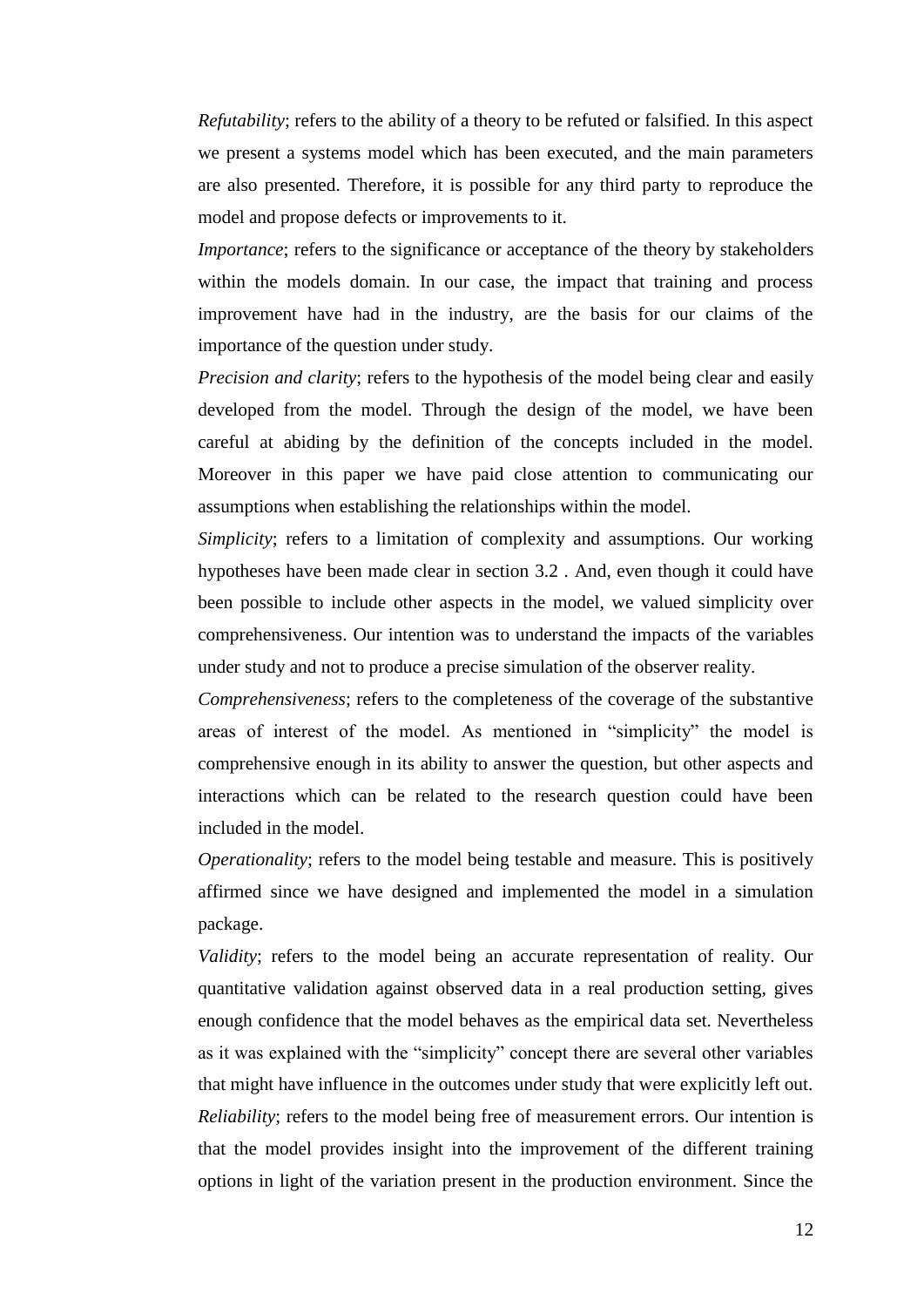*Refutability*; refers to the ability of a theory to be refuted or falsified. In this aspect we present a systems model which has been executed, and the main parameters are also presented. Therefore, it is possible for any third party to reproduce the model and propose defects or improvements to it.

*Importance*; refers to the significance or acceptance of the theory by stakeholders within the models domain. In our case, the impact that training and process improvement have had in the industry, are the basis for our claims of the importance of the question under study.

*Precision and clarity*; refers to the hypothesis of the model being clear and easily developed from the model. Through the design of the model, we have been careful at abiding by the definition of the concepts included in the model. Moreover in this paper we have paid close attention to communicating our assumptions when establishing the relationships within the model.

*Simplicity*; refers to a limitation of complexity and assumptions. Our working hypotheses have been made clear in section 3.2 . And, even though it could have been possible to include other aspects in the model, we valued simplicity over comprehensiveness. Our intention was to understand the impacts of the variables under study and not to produce a precise simulation of the observer reality.

*Comprehensiveness*; refers to the completeness of the coverage of the substantive areas of interest of the model. As mentioned in "simplicity" the model is comprehensive enough in its ability to answer the question, but other aspects and interactions which can be related to the research question could have been included in the model.

*Operationality*; refers to the model being testable and measure. This is positively affirmed since we have designed and implemented the model in a simulation package.

*Validity*; refers to the model being an accurate representation of reality. Our quantitative validation against observed data in a real production setting, gives enough confidence that the model behaves as the empirical data set. Nevertheless as it was explained with the "simplicity" concept there are several other variables that might have influence in the outcomes under study that were explicitly left out.

*Reliability*; refers to the model being free of measurement errors. Our intention is that the model provides insight into the improvement of the different training options in light of the variation present in the production environment. Since the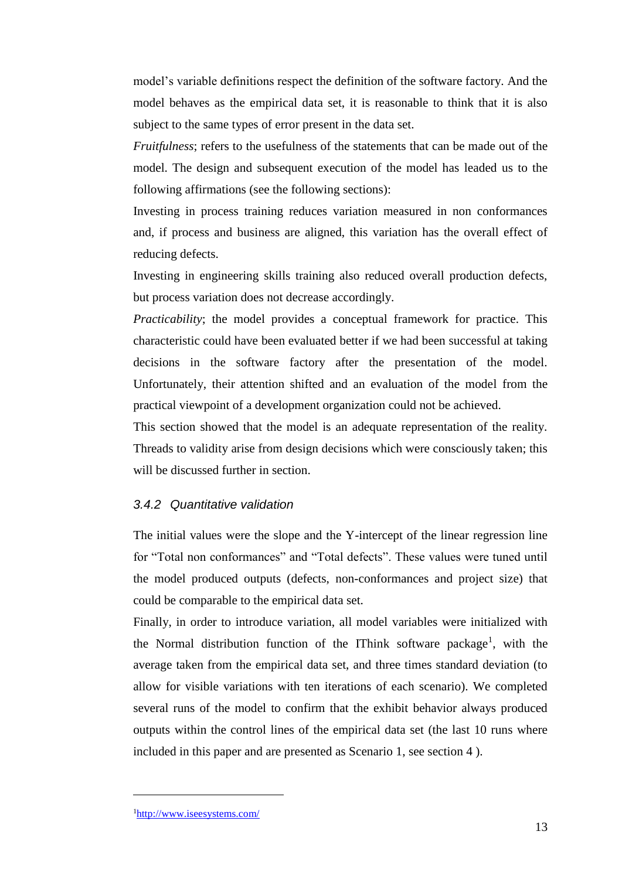model's variable definitions respect the definition of the software factory. And the model behaves as the empirical data set, it is reasonable to think that it is also subject to the same types of error present in the data set.

*Fruitfulness*; refers to the usefulness of the statements that can be made out of the model. The design and subsequent execution of the model has leaded us to the following affirmations (see the following sections):

Investing in process training reduces variation measured in non conformances and, if process and business are aligned, this variation has the overall effect of reducing defects.

Investing in engineering skills training also reduced overall production defects, but process variation does not decrease accordingly.

*Practicability*; the model provides a conceptual framework for practice. This characteristic could have been evaluated better if we had been successful at taking decisions in the software factory after the presentation of the model. Unfortunately, their attention shifted and an evaluation of the model from the practical viewpoint of a development organization could not be achieved.

This section showed that the model is an adequate representation of the reality. Threads to validity arise from design decisions which were consciously taken; this will be discussed further in section.

### *3.4.2 Quantitative validation*

The initial values were the slope and the Y-intercept of the linear regression line for "Total non conformances" and "Total defects". These values were tuned until the model produced outputs (defects, non-conformances and project size) that could be comparable to the empirical data set.

Finally, in order to introduce variation, all model variables were initialized with the Normal distribution function of the IThink software package[1], with the average taken from the empirical data set, and three times standard deviation (to allow for visible variations with ten iterations of each scenario). We completed several runs of the model to confirm that the exhibit behavior always produced outputs within the control lines of the empirical data set (the last 10 runs where included in this paper and are presented as Scenario 1, see section 4 ).

[1] http://www.iseesystems.com/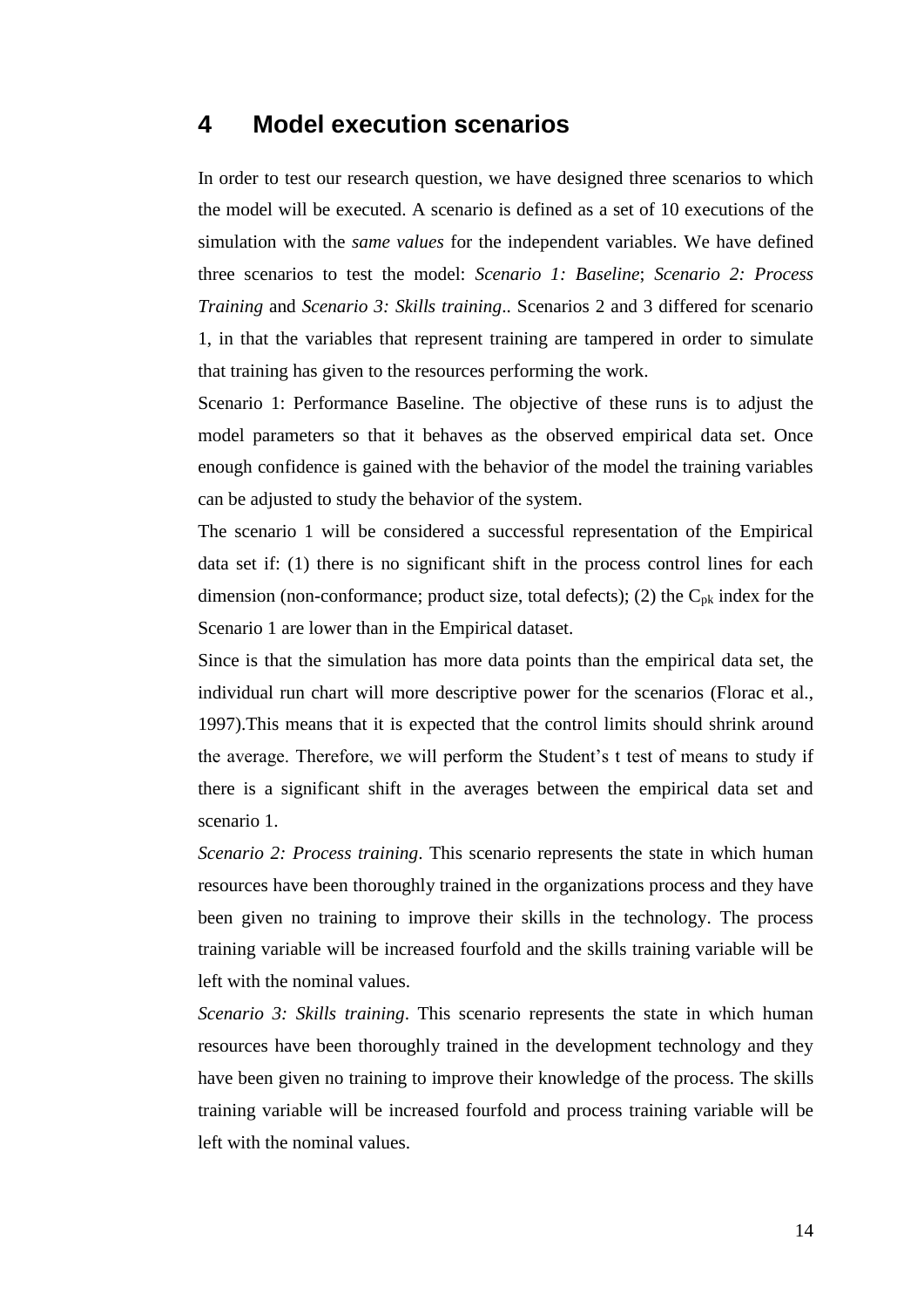# 4 Model execution scenarios

In order to test our research question, we have designed three scenarios to which the model will be executed. A scenario is defined as a set of 10 executions of the simulation with the *same values* for the independent variables. We have defined three scenarios to test the model: *Scenario 1: Baseline*; *Scenario 2: Process Training* and *Scenario 3: Skills training*.. Scenarios 2 and 3 differed for scenario 1, in that the variables that represent training are tampered in order to simulate that training has given to the resources performing the work.

Scenario 1: Performance Baseline. The objective of these runs is to adjust the model parameters so that it behaves as the observed empirical data set. Once enough confidence is gained with the behavior of the model the training variables can be adjusted to study the behavior of the system.

The scenario 1 will be considered a successful representation of the Empirical data set if: (1) there is no significant shift in the process control lines for each dimension (non-conformance; product size, total defects); (2) the $C_{pk}$ index for the Scenario 1 are lower than in the Empirical dataset.

Since is that the simulation has more data points than the empirical data set, the individual run chart will more descriptive power for the scenarios (Florac et al., 1997).This means that it is expected that the control limits should shrink around the average. Therefore, we will perform the Student's t test of means to study if there is a significant shift in the averages between the empirical data set and scenario 1.

*Scenario 2: Process training*. This scenario represents the state in which human resources have been thoroughly trained in the organizations process and they have been given no training to improve their skills in the technology. The process training variable will be increased fourfold and the skills training variable will be left with the nominal values.

*Scenario 3: Skills training*. This scenario represents the state in which human resources have been thoroughly trained in the development technology and they have been given no training to improve their knowledge of the process. The skills training variable will be increased fourfold and process training variable will be left with the nominal values.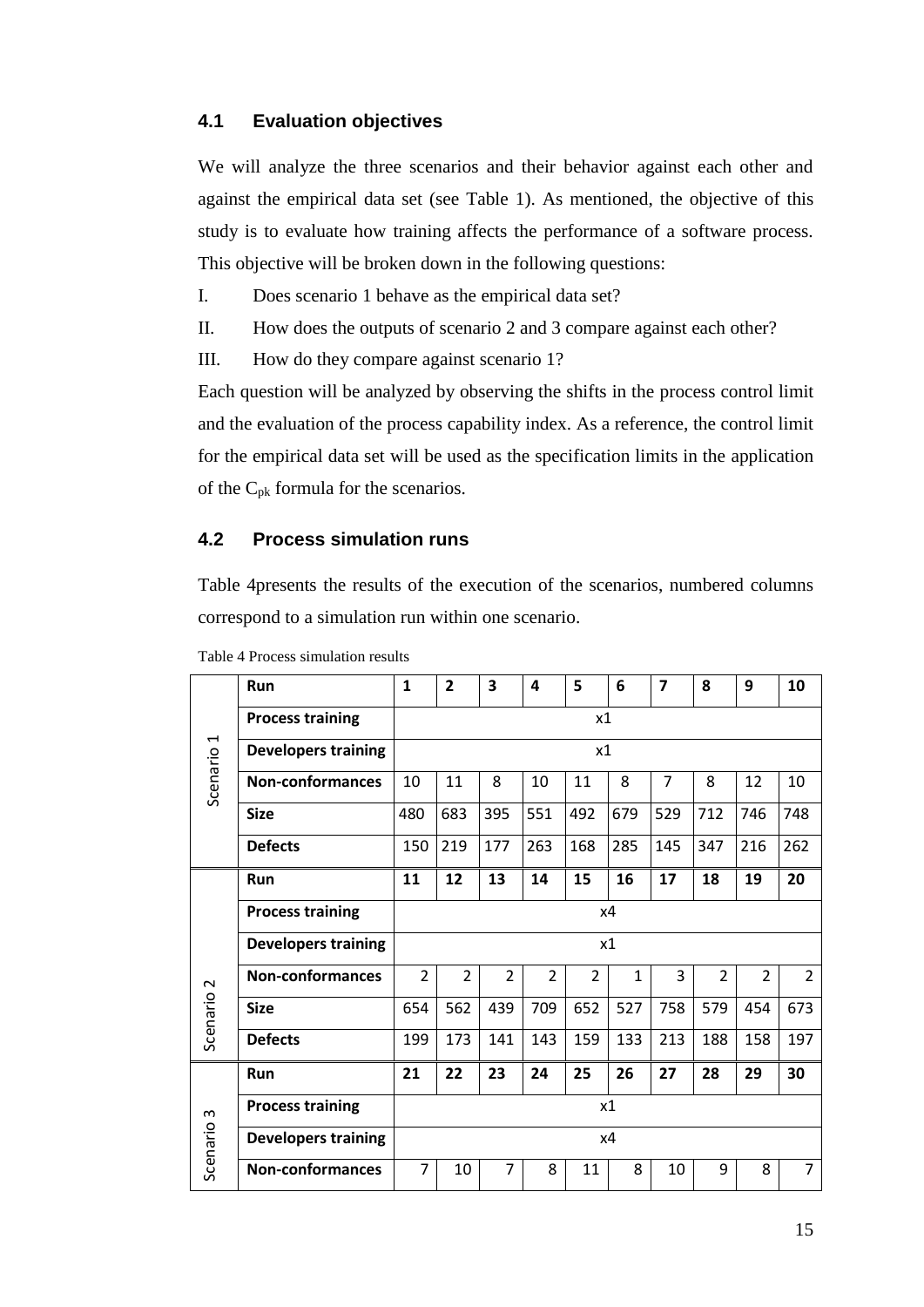## 4.1 Evaluation objectives

We will analyze the three scenarios and their behavior against each other and against the empirical data set (see Table 1). As mentioned, the objective of this study is to evaluate how training affects the performance of a software process. This objective will be broken down in the following questions:

I. Does scenario 1 behave as the empirical data set?

II. How does the outputs of scenario 2 and 3 compare against each other?

III. How do they compare against scenario 1?

Each question will be analyzed by observing the shifts in the process control limit and the evaluation of the process capability index. As a reference, the control limit for the empirical data set will be used as the specification limits in the application of the $C_{pk}$ formula for the scenarios.

## 4.2 Process simulation runs

Table 4presents the results of the execution of the scenarios, numbered columns correspond to a simulation run within one scenario.

Table 4 Process simulation results

| | Run | 1 | 2 | 3 | 4 | 5 | 6 | 7 | 8 | 9 | 10 |
|---|---|---|---|---|---|---|---|---|---|---|---|
| Scenario 1 | **Process training** | x1 | | | | | | | | | |
| | **Developers training** | x1 | | | | | | | | | |
| | **Non-conformances** | 10 | 11 | 8 | 10 | 11 | 8 | 7 | 8 | 12 | 10 |
| | **Size** | 480 | 683 | 395 | 551 | 492 | 679 | 529 | 712 | 746 | 748 |
| | **Defects** | 150 | 219 | 177 | 263 | 168 | 285 | 145 | 347 | 216 | 262 |
| Scenario 2 | **Run** | **11** | **12** | **13** | **14** | **15** | **16** | **17** | **18** | **19** | **20** |
| | **Process training** | x4 | | | | | | | | | |
| | **Developers training** | x1 | | | | | | | | | |
| | **Non-conformances** | 2 | 2 | 2 | 2 | 2 | 1 | 3 | 2 | 2 | 2 |
| | **Size** | 654 | 562 | 439 | 709 | 652 | 527 | 758 | 579 | 454 | 673 |
| | **Defects** | 199 | 173 | 141 | 143 | 159 | 133 | 213 | 188 | 158 | 197 |
| Scenario 3 | **Run** | **21** | **22** | **23** | **24** | **25** | **26** | **27** | **28** | **29** | **30** |
| | **Process training** | x1 | | | | | | | | | |
| | **Developers training** | x4 | | | | | | | | | |
| | **Non-conformances** | 7 | 10 | 7 | 8 | 11 | 8 | 10 | 9 | 8 | 7 |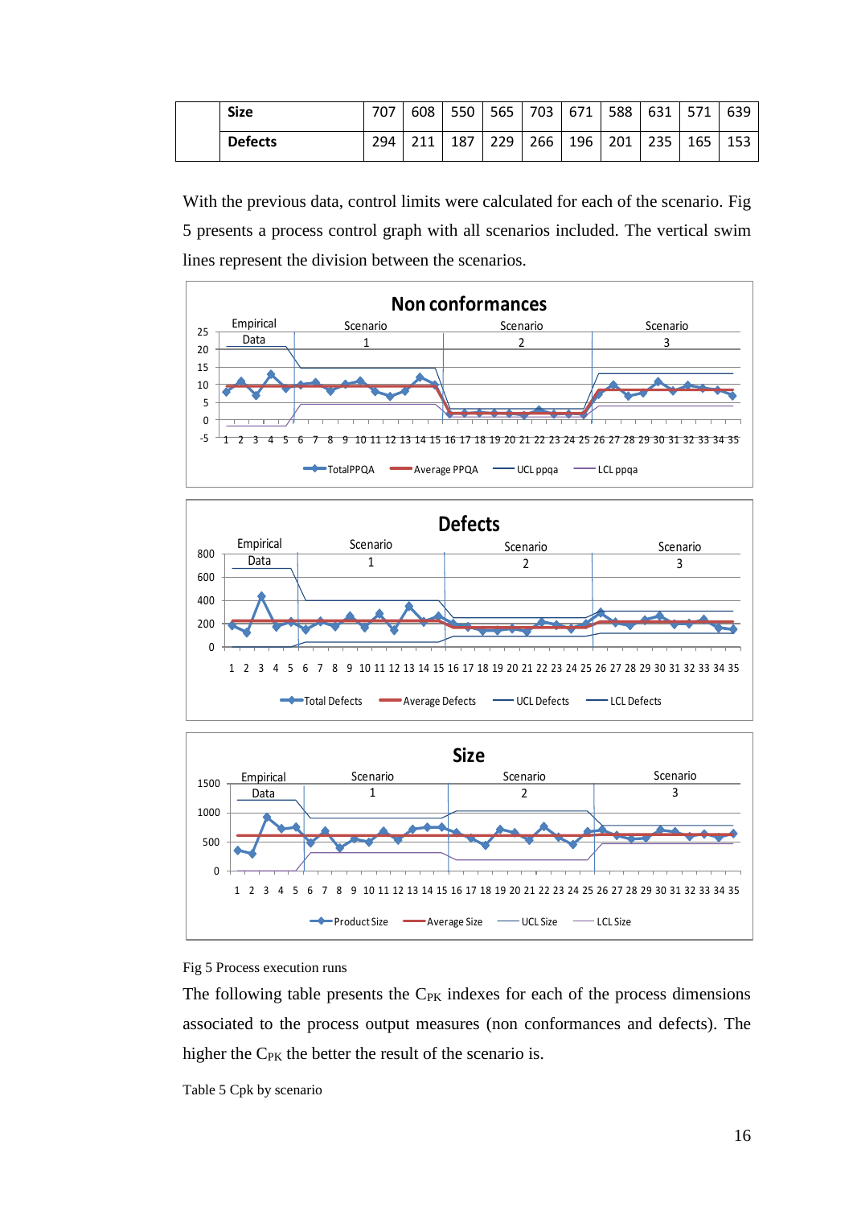| | Size | 707 | 608 | 550 | 565 | 703 | 671 | 588 | 631 | 571 | 639 |
|---|---|---|---|---|---|---|---|---|---|---|---|
| | Defects | 294 | 211 | 187 | 229 | 266 | 196 | 201 | 235 | 165 | 153 |

With the previous data, control limits were calculated for each of the scenario. Fig 5 presents a process control graph with all scenarios included. The vertical swim lines represent the division between the scenarios.

Fig 5 Process execution runs

The following table presents the $C_{PK}$ indexes for each of the process dimensions associated to the process output measures (non conformances and defects). The higher the $C_{PK}$ the better the result of the scenario is.

Table 5 Cpk by scenario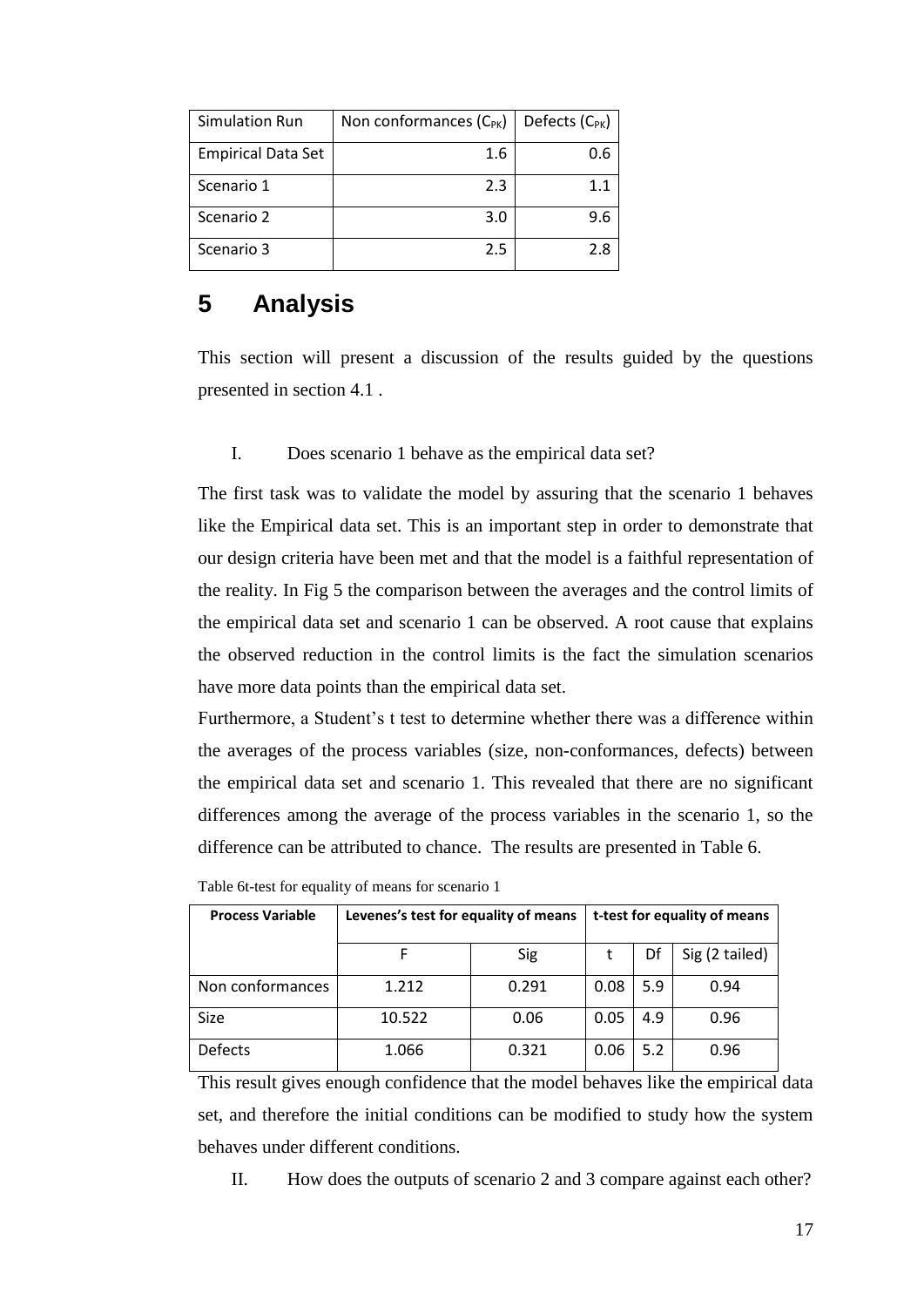| Simulation Run | Non conformances ($C_{PK}$) | Defects ($C_{PK}$) |
|---|---|---|
| Empirical Data Set | 1.6 | 0.6 |
| Scenario 1 | 2.3 | 1.1 |
| Scenario 2 | 3.0 | 9.6 |
| Scenario 3 | 2.5 | 2.8 |

# 5 Analysis

This section will present a discussion of the results guided by the questions presented in section 4.1 .

I. Does scenario 1 behave as the empirical data set?

The first task was to validate the model by assuring that the scenario 1 behaves like the Empirical data set. This is an important step in order to demonstrate that our design criteria have been met and that the model is a faithful representation of the reality. In Fig 5 the comparison between the averages and the control limits of the empirical data set and scenario 1 can be observed. A root cause that explains the observed reduction in the control limits is the fact the simulation scenarios have more data points than the empirical data set.

Furthermore, a Student's t test to determine whether there was a difference within the averages of the process variables (size, non-conformances, defects) between the empirical data set and scenario 1. This revealed that there are no significant differences among the average of the process variables in the scenario 1, so the difference can be attributed to chance. The results are presented in Table 6.

Table 6t-test for equality of means for scenario 1

| Process Variable | Levenes's test for equality of means | | t-test for equality of means | | |
|---|---|---|---|---|---|
| | F | Sig | t | Df | Sig (2 tailed) |
| Non conformances | 1.212 | 0.291 | 0.08 | 5.9 | 0.94 |
| Size | 10.522 | 0.06 | 0.05 | 4.9 | 0.96 |
| Defects | 1.066 | 0.321 | 0.06 | 5.2 | 0.96 |

This result gives enough confidence that the model behaves like the empirical data set, and therefore the initial conditions can be modified to study how the system behaves under different conditions.

II. How does the outputs of scenario 2 and 3 compare against each other?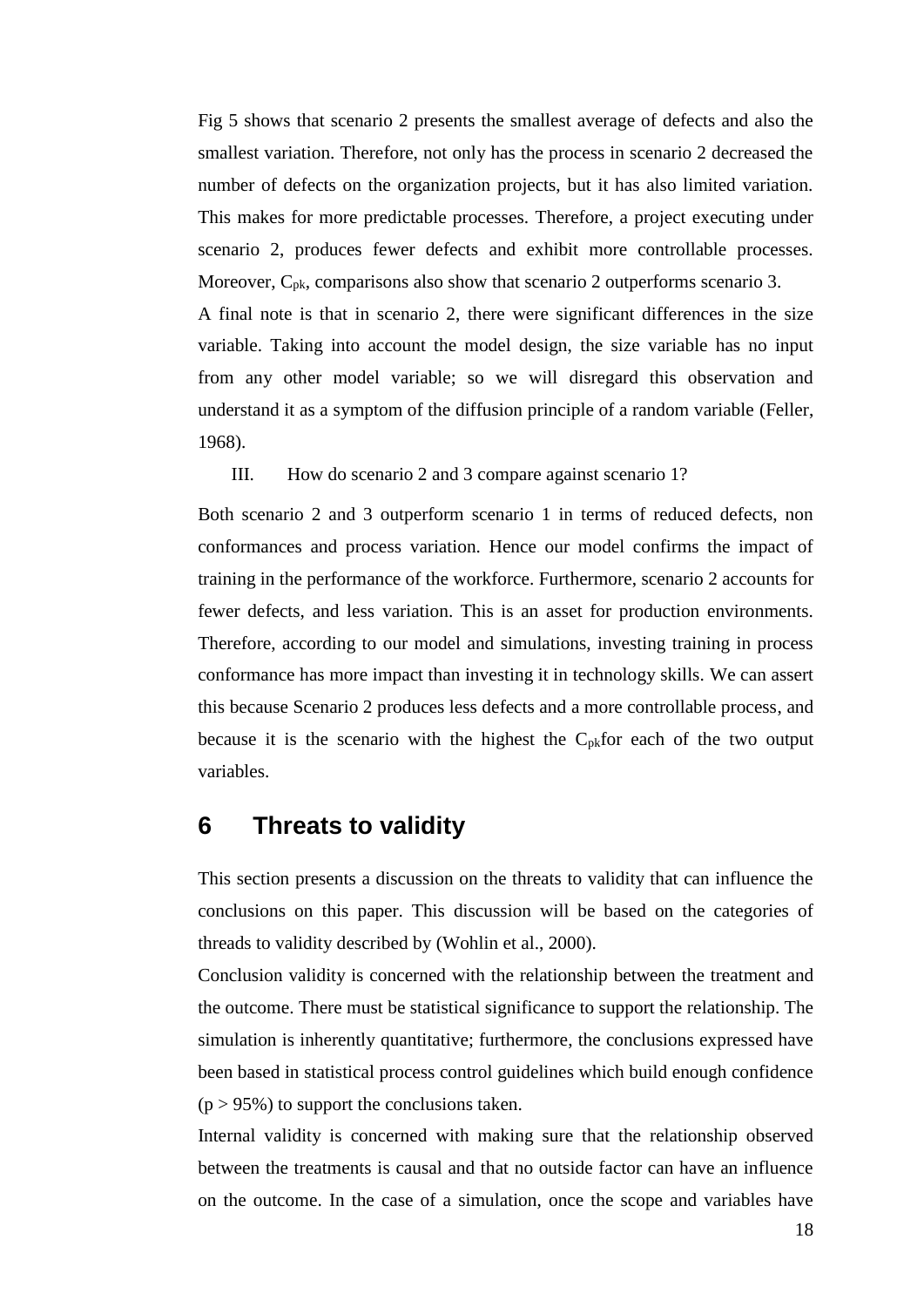Fig 5 shows that scenario 2 presents the smallest average of defects and also the smallest variation. Therefore, not only has the process in scenario 2 decreased the number of defects on the organization projects, but it has also limited variation. This makes for more predictable processes. Therefore, a project executing under scenario 2, produces fewer defects and exhibit more controllable processes. Moreover, $C_{pk}$, comparisons also show that scenario 2 outperforms scenario 3.

A final note is that in scenario 2, there were significant differences in the size variable. Taking into account the model design, the size variable has no input from any other model variable; so we will disregard this observation and understand it as a symptom of the diffusion principle of a random variable (Feller, 1968).

III. How do scenario 2 and 3 compare against scenario 1?

Both scenario 2 and 3 outperform scenario 1 in terms of reduced defects, non conformances and process variation. Hence our model confirms the impact of training in the performance of the workforce. Furthermore, scenario 2 accounts for fewer defects, and less variation. This is an asset for production environments. Therefore, according to our model and simulations, investing training in process conformance has more impact than investing it in technology skills. We can assert this because Scenario 2 produces less defects and a more controllable process, and because it is the scenario with the highest the $C_{pk}$for each of the two output variables.

# 6 Threats to validity

This section presents a discussion on the threats to validity that can influence the conclusions on this paper. This discussion will be based on the categories of threads to validity described by (Wohlin et al., 2000).

Conclusion validity is concerned with the relationship between the treatment and the outcome. There must be statistical significance to support the relationship. The simulation is inherently quantitative; furthermore, the conclusions expressed have been based in statistical process control guidelines which build enough confidence ($p > 95\%$) to support the conclusions taken.

Internal validity is concerned with making sure that the relationship observed between the treatments is causal and that no outside factor can have an influence on the outcome. In the case of a simulation, once the scope and variables have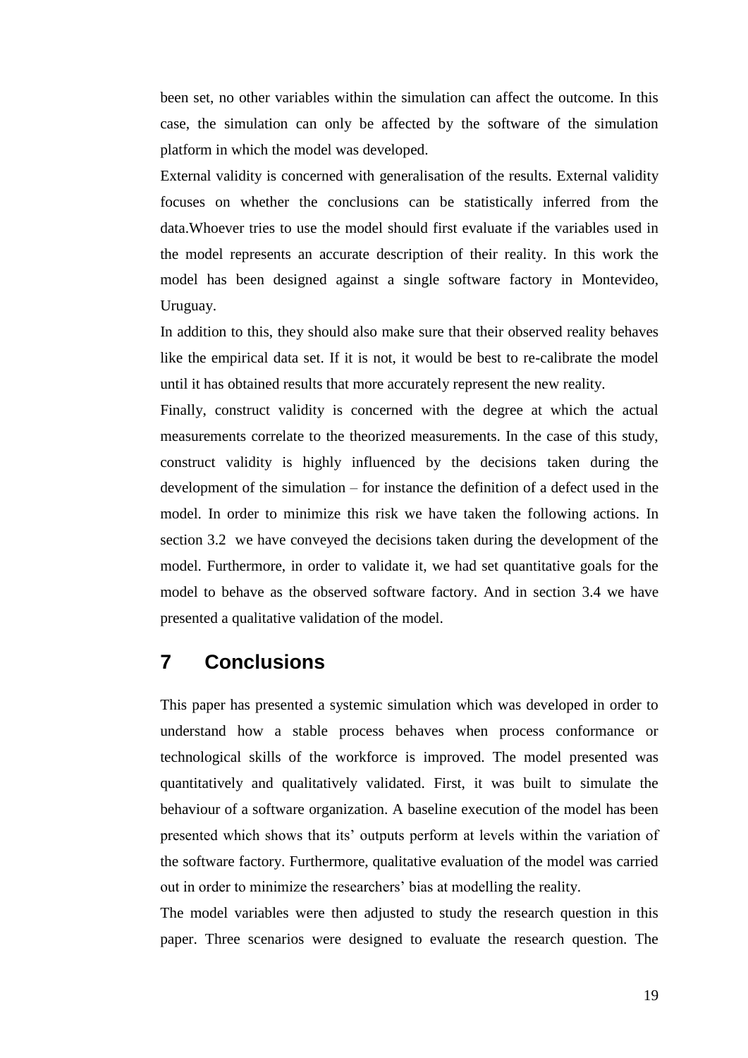been set, no other variables within the simulation can affect the outcome. In this case, the simulation can only be affected by the software of the simulation platform in which the model was developed.

External validity is concerned with generalisation of the results. External validity focuses on whether the conclusions can be statistically inferred from the data.Whoever tries to use the model should first evaluate if the variables used in the model represents an accurate description of their reality. In this work the model has been designed against a single software factory in Montevideo, Uruguay.

In addition to this, they should also make sure that their observed reality behaves like the empirical data set. If it is not, it would be best to re-calibrate the model until it has obtained results that more accurately represent the new reality.

Finally, construct validity is concerned with the degree at which the actual measurements correlate to the theorized measurements. In the case of this study, construct validity is highly influenced by the decisions taken during the development of the simulation – for instance the definition of a defect used in the model. In order to minimize this risk we have taken the following actions. In section 3.2 we have conveyed the decisions taken during the development of the model. Furthermore, in order to validate it, we had set quantitative goals for the model to behave as the observed software factory. And in section 3.4 we have presented a qualitative validation of the model.

# 7 Conclusions

This paper has presented a systemic simulation which was developed in order to understand how a stable process behaves when process conformance or technological skills of the workforce is improved. The model presented was quantitatively and qualitatively validated. First, it was built to simulate the behaviour of a software organization. A baseline execution of the model has been presented which shows that its' outputs perform at levels within the variation of the software factory. Furthermore, qualitative evaluation of the model was carried out in order to minimize the researchers' bias at modelling the reality.

The model variables were then adjusted to study the research question in this paper. Three scenarios were designed to evaluate the research question. The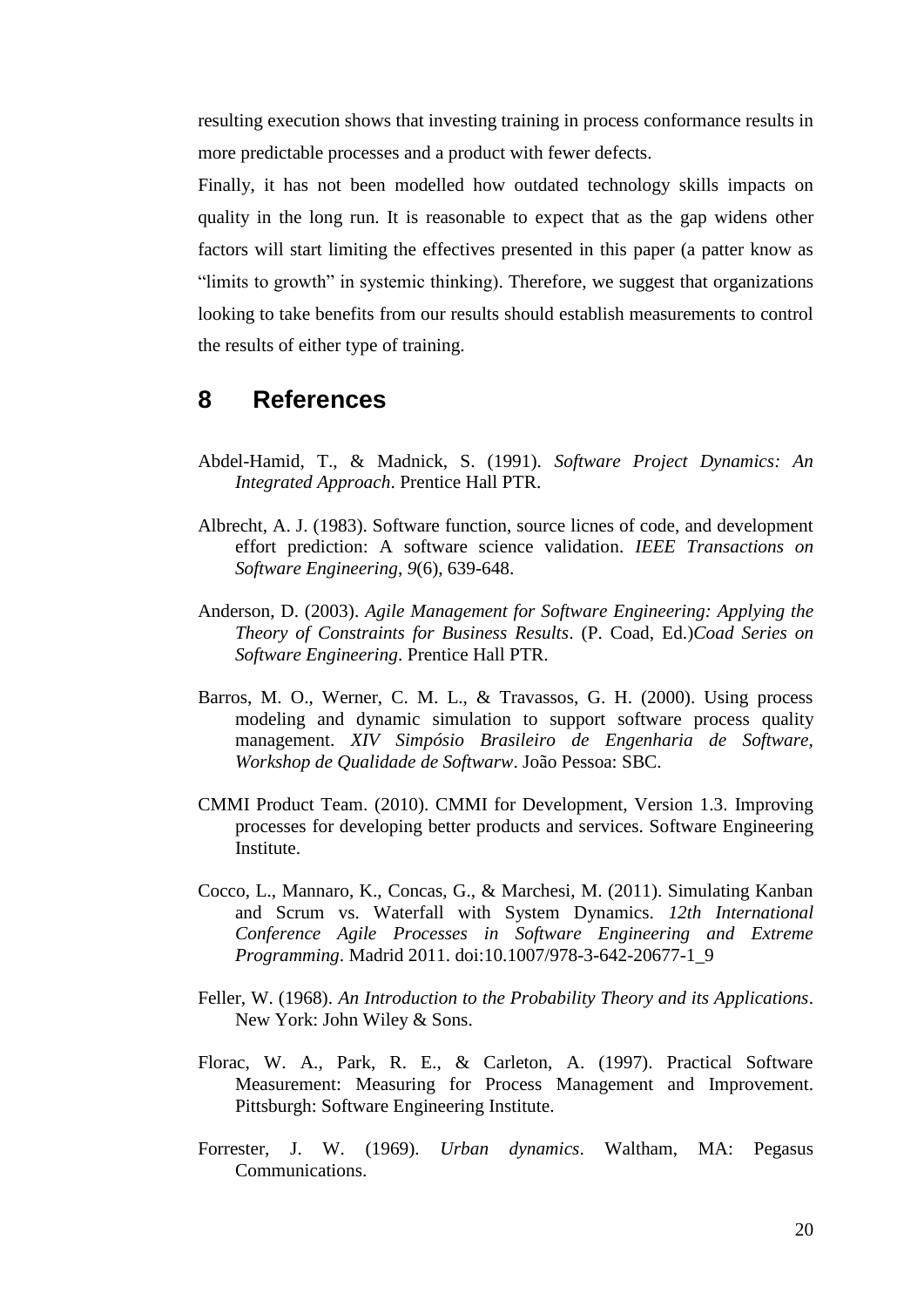resulting execution shows that investing training in process conformance results in more predictable processes and a product with fewer defects.

Finally, it has not been modelled how outdated technology skills impacts on quality in the long run. It is reasonable to expect that as the gap widens other factors will start limiting the effectives presented in this paper (a patter know as "limits to growth" in systemic thinking). Therefore, we suggest that organizations looking to take benefits from our results should establish measurements to control the results of either type of training.

# 8 References

Abdel-Hamid, T., & Madnick, S. (1991). *Software Project Dynamics: An Integrated Approach*. Prentice Hall PTR.

Albrecht, A. J. (1983). Software function, source licnes of code, and development effort prediction: A software science validation. *IEEE Transactions on Software Engineering*, *9*(6), 639-648.

Anderson, D. (2003). *Agile Management for Software Engineering: Applying the Theory of Constraints for Business Results*. (P. Coad, Ed.)*Coad Series on Software Engineering*. Prentice Hall PTR.

Barros, M. O., Werner, C. M. L., & Travassos, G. H. (2000). Using process modeling and dynamic simulation to support software process quality management. *XIV Simpósio Brasileiro de Engenharia de Software, Workshop de Qualidade de Softwarw*. João Pessoa: SBC.

CMMI Product Team. (2010). CMMI for Development, Version 1.3. Improving processes for developing better products and services. Software Engineering Institute.

Cocco, L., Mannaro, K., Concas, G., & Marchesi, M. (2011). Simulating Kanban and Scrum vs. Waterfall with System Dynamics. *12th International Conference Agile Processes in Software Engineering and Extreme Programming*. Madrid 2011. doi:10.1007/978-3-642-20677-1_9

Feller, W. (1968). *An Introduction to the Probability Theory and its Applications*. New York: John Wiley & Sons.

Florac, W. A., Park, R. E., & Carleton, A. (1997). Practical Software Measurement: Measuring for Process Management and Improvement. Pittsburgh: Software Engineering Institute.

Forrester, J. W. (1969). *Urban dynamics*. Waltham, MA: Pegasus Communications.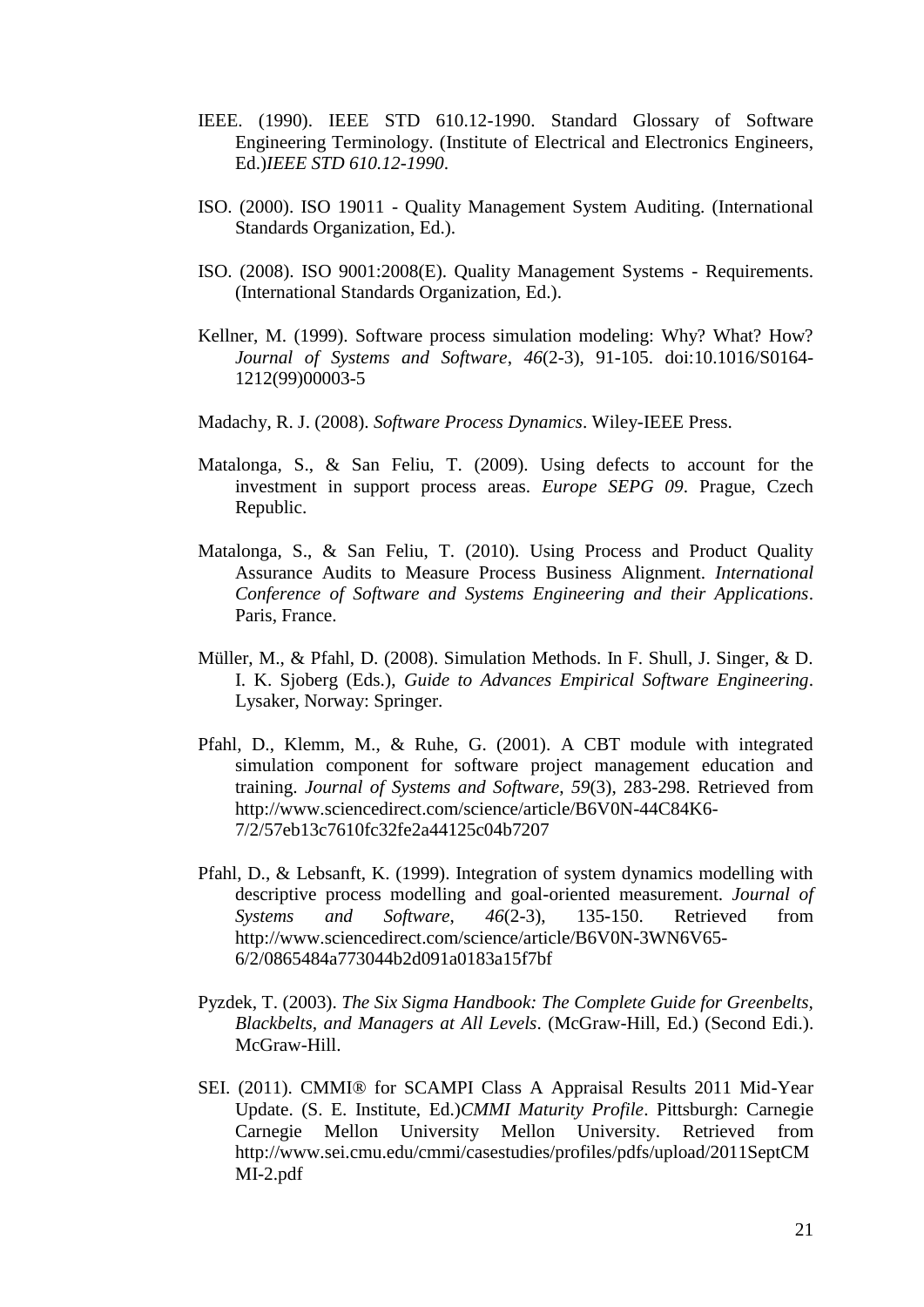IEEE. (1990). IEEE STD 610.12-1990. Standard Glossary of Software Engineering Terminology. (Institute of Electrical and Electronics Engineers, Ed.)*IEEE STD 610.12-1990*.

ISO. (2000). ISO 19011 - Quality Management System Auditing. (International Standards Organization, Ed.).

ISO. (2008). ISO 9001:2008(E). Quality Management Systems - Requirements. (International Standards Organization, Ed.).

Kellner, M. (1999). Software process simulation modeling: Why? What? How? *Journal of Systems and Software*, *46*(2-3), 91-105. doi:10.1016/S0164-1212(99)00003-5

Madachy, R. J. (2008). *Software Process Dynamics*. Wiley-IEEE Press.

Matalonga, S., & San Feliu, T. (2009). Using defects to account for the investment in support process areas. *Europe SEPG 09*. Prague, Czech Republic.

Matalonga, S., & San Feliu, T. (2010). Using Process and Product Quality Assurance Audits to Measure Process Business Alignment. *International Conference of Software and Systems Engineering and their Applications*. Paris, France.

Müller, M., & Pfahl, D. (2008). Simulation Methods. In F. Shull, J. Singer, & D. I. K. Sjoberg (Eds.), *Guide to Advances Empirical Software Engineering*. Lysaker, Norway: Springer.

Pfahl, D., Klemm, M., & Ruhe, G. (2001). A CBT module with integrated simulation component for software project management education and training. *Journal of Systems and Software*, *59*(3), 283-298. Retrieved from http://www.sciencedirect.com/science/article/B6V0N-44C84K6-7/2/57eb13c7610fc32fe2a44125c04b7207

Pfahl, D., & Lebsanft, K. (1999). Integration of system dynamics modelling with descriptive process modelling and goal-oriented measurement. *Journal of Systems and Software*, *46*(2-3), 135-150. Retrieved from http://www.sciencedirect.com/science/article/B6V0N-3WN6V65-6/2/0865484a773044b2d091a0183a15f7bf

Pyzdek, T. (2003). *The Six Sigma Handbook: The Complete Guide for Greenbelts, Blackbelts, and Managers at All Levels*. (McGraw-Hill, Ed.) (Second Edi.). McGraw-Hill.

SEI. (2011). CMMI® for SCAMPI Class A Appraisal Results 2011 Mid-Year Update. (S. E. Institute, Ed.)*CMMI Maturity Profile*. Pittsburgh: Carnegie Carnegie Mellon University Mellon University. Retrieved from http://www.sei.cmu.edu/cmmi/casestudies/profiles/pdfs/upload/2011SeptCMMI-2.pdf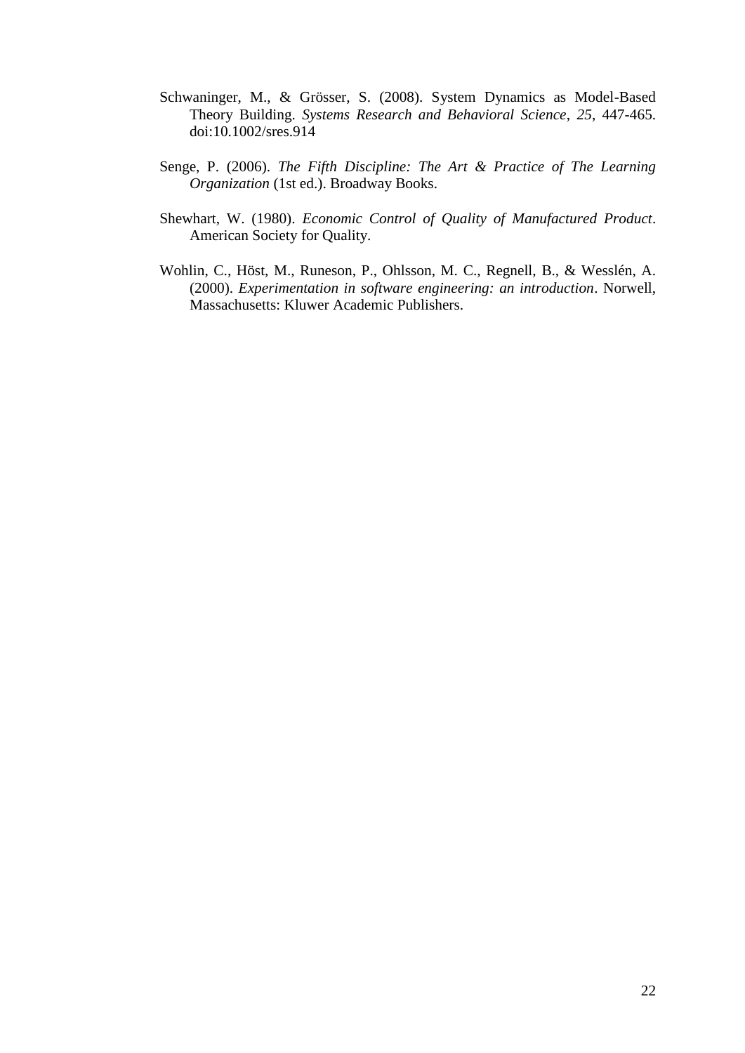Schwaninger, M., & Grösser, S. (2008). System Dynamics as Model-Based Theory Building. *Systems Research and Behavioral Science*, *25*, 447-465. doi:10.1002/sres.914

Senge, P. (2006). *The Fifth Discipline: The Art & Practice of The Learning Organization* (1st ed.). Broadway Books.

Shewhart, W. (1980). *Economic Control of Quality of Manufactured Product*. American Society for Quality.

Wohlin, C., Höst, M., Runeson, P., Ohlsson, M. C., Regnell, B., & Wesslén, A. (2000). *Experimentation in software engineering: an introduction*. Norwell, Massachusetts: Kluwer Academic Publishers.